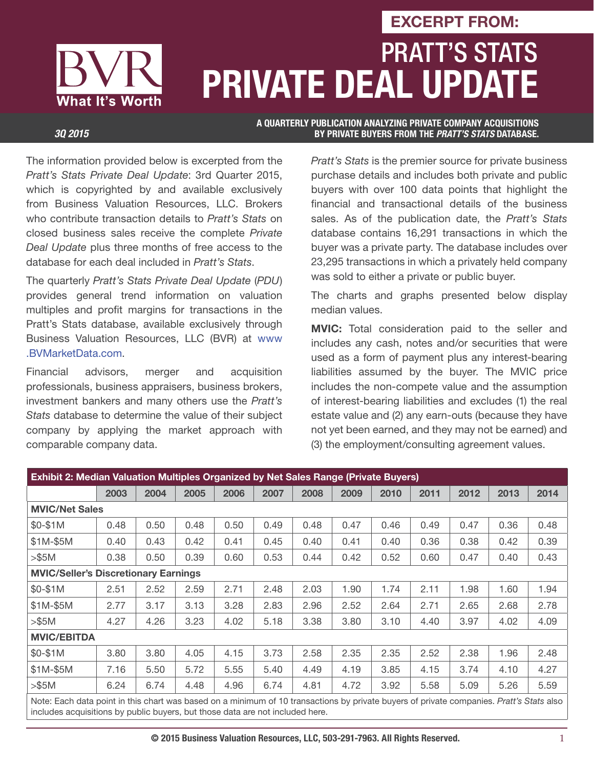EXCERPT FROM:

# PRATT'S STATS PRIVATE DEAL UPDATE

BVR What It's Worth

**3Q 2015**

**A QUARTERLY PUBLICATION ANALYZING PRIVATE COMPANY ACQUISITIONS BY PRIVATE BUYERS FROM THE *PRATT'S STATS* DATABASE.**

The information provided below is excerpted from the *Pratt's Stats Private Deal Update*: 3rd Quarter 2015, which is copyrighted by and available exclusively from Business Valuation Resources, LLC. Brokers who contribute transaction details to *Pratt's Stats* on closed business sales receive the complete *Private Deal Update* plus three months of free access to the database for each deal included in *Pratt's Stats*.

The quarterly *Pratt's Stats Private Deal Update* (*PDU*) provides general trend information on valuation multiples and profit margins for transactions in the Pratt's Stats database, available exclusively through Business Valuation Resources, LLC (BVR) at www.BVMarketData.com.

Financial advisors, merger and acquisition professionals, business appraisers, business brokers, investment bankers and many others use the *Pratt's Stats* database to determine the value of their subject company by applying the market approach with comparable company data.

*Pratt's Stats* is the premier source for private business purchase details and includes both private and public buyers with over 100 data points that highlight the financial and transactional details of the business sales. As of the publication date, the *Pratt's Stats* database contains 16,291 transactions in which the buyer was a private party. The database includes over 23,295 transactions in which a privately held company was sold to either a private or public buyer.

The charts and graphs presented below display median values.

**MVIC:** Total consideration paid to the seller and includes any cash, notes and/or securities that were used as a form of payment plus any interest-bearing liabilities assumed by the buyer. The MVIC price includes the non-compete value and the assumption of interest-bearing liabilities and excludes (1) the real estate value and (2) any earn-outs (because they have not yet been earned, and they may not be earned) and (3) the employment/consulting agreement values.

**Exhibit 2: Median Valuation Multiples Organized by Net Sales Range (Private Buyers)**

| | 2003 | 2004 | 2005 | 2006 | 2007 | 2008 | 2009 | 2010 | 2011 | 2012 | 2013 | 2014 |
|---|---|---|---|---|---|---|---|---|---|---|---|---|
| **MVIC/Net Sales** | | | | | | | | | | | | |
| $0-$1M | 0.48 | 0.50 | 0.48 | 0.50 | 0.49 | 0.48 | 0.47 | 0.46 | 0.49 | 0.47 | 0.36 | 0.48 |
| $1M-$5M | 0.40 | 0.43 | 0.42 | 0.41 | 0.45 | 0.40 | 0.41 | 0.40 | 0.36 | 0.38 | 0.42 | 0.39 |
| >$5M | 0.38 | 0.50 | 0.39 | 0.60 | 0.53 | 0.44 | 0.42 | 0.52 | 0.60 | 0.47 | 0.40 | 0.43 |
| **MVIC/Seller's Discretionary Earnings** | | | | | | | | | | | | |
| $0-$1M | 2.51 | 2.52 | 2.59 | 2.71 | 2.48 | 2.03 | 1.90 | 1.74 | 2.11 | 1.98 | 1.60 | 1.94 |
| $1M-$5M | 2.77 | 3.17 | 3.13 | 3.28 | 2.83 | 2.96 | 2.52 | 2.64 | 2.71 | 2.65 | 2.68 | 2.78 |
| >$5M | 4.27 | 4.26 | 3.23 | 4.02 | 5.18 | 3.38 | 3.80 | 3.10 | 4.40 | 3.97 | 4.02 | 4.09 |
| **MVIC/EBITDA** | | | | | | | | | | | | |
| $0-$1M | 3.80 | 3.80 | 4.05 | 4.15 | 3.73 | 2.58 | 2.35 | 2.35 | 2.52 | 2.38 | 1.96 | 2.48 |
| $1M-$5M | 7.16 | 5.50 | 5.72 | 5.55 | 5.40 | 4.49 | 4.19 | 3.85 | 4.15 | 3.74 | 4.10 | 4.27 |
| >$5M | 6.24 | 6.74 | 4.48 | 4.96 | 6.74 | 4.81 | 4.72 | 3.92 | 5.58 | 5.09 | 5.26 | 5.59 |

Note: Each data point in this chart was based on a minimum of 10 transactions by private buyers of private companies. *Pratt's Stats* also includes acquisitions by public buyers, but those data are not included here.

© 2015 Business Valuation Resources, LLC, 503-291-7963. All Rights Reserved.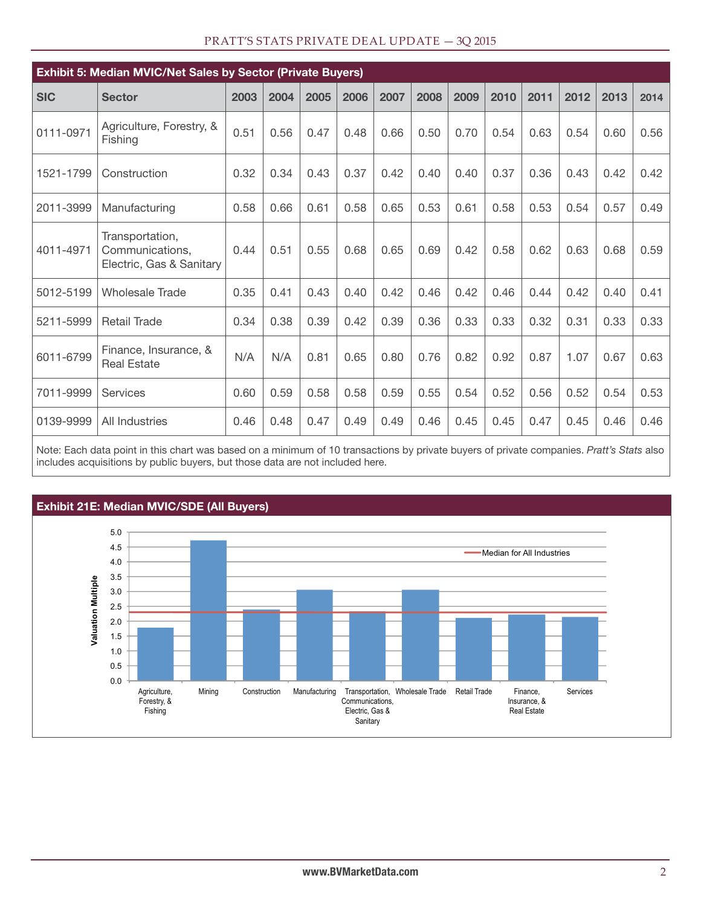## Exhibit 5: Median MVIC/Net Sales by Sector (Private Buyers)

| SIC | Sector | 2003 | 2004 | 2005 | 2006 | 2007 | 2008 | 2009 | 2010 | 2011 | 2012 | 2013 | 2014 |
|---|---|---|---|---|---|---|---|---|---|---|---|---|---|
| 0111-0971 | Agriculture, Forestry, & Fishing | 0.51 | 0.56 | 0.47 | 0.48 | 0.66 | 0.50 | 0.70 | 0.54 | 0.63 | 0.54 | 0.60 | 0.56 |
| 1521-1799 | Construction | 0.32 | 0.34 | 0.43 | 0.37 | 0.42 | 0.40 | 0.40 | 0.37 | 0.36 | 0.43 | 0.42 | 0.42 |
| 2011-3999 | Manufacturing | 0.58 | 0.66 | 0.61 | 0.58 | 0.65 | 0.53 | 0.61 | 0.58 | 0.53 | 0.54 | 0.57 | 0.49 |
| 4011-4971 | Transportation, Communications, Electric, Gas & Sanitary | 0.44 | 0.51 | 0.55 | 0.68 | 0.65 | 0.69 | 0.42 | 0.58 | 0.62 | 0.63 | 0.68 | 0.59 |
| 5012-5199 | Wholesale Trade | 0.35 | 0.41 | 0.43 | 0.40 | 0.42 | 0.46 | 0.42 | 0.46 | 0.44 | 0.42 | 0.40 | 0.41 |
| 5211-5999 | Retail Trade | 0.34 | 0.38 | 0.39 | 0.42 | 0.39 | 0.36 | 0.33 | 0.33 | 0.32 | 0.31 | 0.33 | 0.33 |
| 6011-6799 | Finance, Insurance, & Real Estate | N/A | N/A | 0.81 | 0.65 | 0.80 | 0.76 | 0.82 | 0.92 | 0.87 | 1.07 | 0.67 | 0.63 |
| 7011-9999 | Services | 0.60 | 0.59 | 0.58 | 0.58 | 0.59 | 0.55 | 0.54 | 0.52 | 0.56 | 0.52 | 0.54 | 0.53 |
| 0139-9999 | All Industries | 0.46 | 0.48 | 0.47 | 0.49 | 0.49 | 0.46 | 0.45 | 0.45 | 0.47 | 0.45 | 0.46 | 0.46 |

Note: Each data point in this chart was based on a minimum of 10 transactions by private buyers of private companies. *Pratt's Stats* also includes acquisitions by public buyers, but those data are not included here.

## Exhibit 21E: Median MVIC/SDE (All Buyers)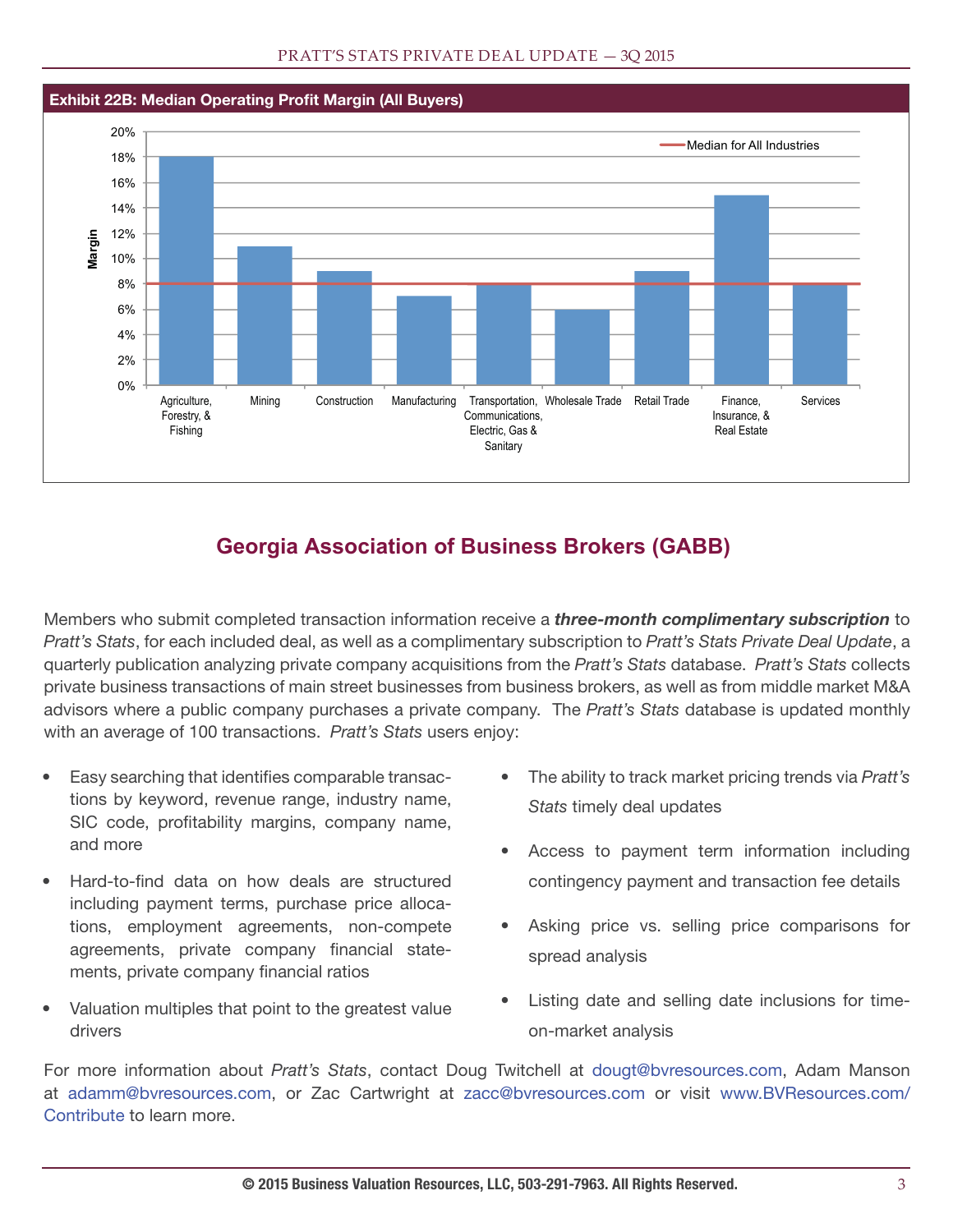**Exhibit 22B: Median Operating Profit Margin (All Buyers)**

| Industry | Margin |
|---|---|
| Agriculture, Forestry, & Fishing | 18% |
| Mining | 11% |
| Construction | 9% |
| Manufacturing | 7% |
| Transportation, Communications, Electric, Gas & Sanitary | 8% |
| Wholesale Trade | 6% |
| Retail Trade | 9% |
| Finance, Insurance, & Real Estate | 15% |
| Services | 8% |
| Median for All Industries | 8% |

## Georgia Association of Business Brokers (GABB)

Members who submit completed transaction information receive a ***three-month complimentary subscription*** to *Pratt's Stats*, for each included deal, as well as a complimentary subscription to *Pratt's Stats Private Deal Update*, a quarterly publication analyzing private company acquisitions from the *Pratt's Stats* database. *Pratt's Stats* collects private business transactions of main street businesses from business brokers, as well as from middle market M&A advisors where a public company purchases a private company. The *Pratt's Stats* database is updated monthly with an average of 100 transactions. *Pratt's Stats* users enjoy:

- Easy searching that identifies comparable transactions by keyword, revenue range, industry name, SIC code, profitability margins, company name, and more
- Hard-to-find data on how deals are structured including payment terms, purchase price allocations, employment agreements, non-compete agreements, private company financial statements, private company financial ratios
- Valuation multiples that point to the greatest value drivers
- The ability to track market pricing trends via *Pratt's Stats* timely deal updates
- Access to payment term information including contingency payment and transaction fee details
- Asking price vs. selling price comparisons for spread analysis
- Listing date and selling date inclusions for time-on-market analysis

For more information about *Pratt's Stats*, contact Doug Twitchell at dougt@bvresources.com, Adam Manson at adamm@bvresources.com, or Zac Cartwright at zacc@bvresources.com or visit www.BVResources.com/Contribute to learn more.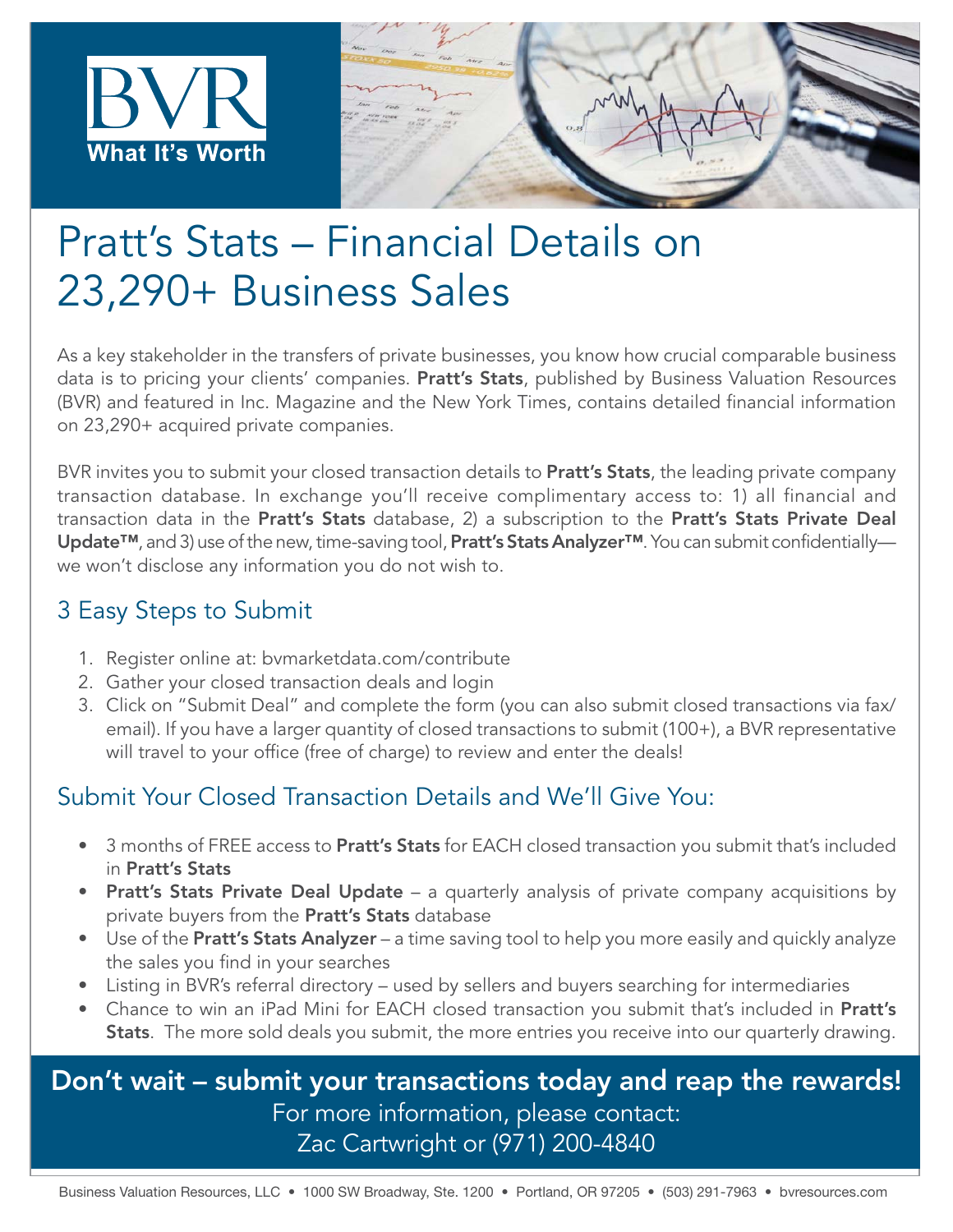BVR
What It's Worth

# Pratt's Stats – Financial Details on 23,290+ Business Sales

As a key stakeholder in the transfers of private businesses, you know how crucial comparable business data is to pricing your clients' companies. **Pratt's Stats**, published by Business Valuation Resources (BVR) and featured in Inc. Magazine and the New York Times, contains detailed financial information on 23,290+ acquired private companies.

BVR invites you to submit your closed transaction details to **Pratt's Stats**, the leading private company transaction database. In exchange you'll receive complimentary access to: 1) all financial and transaction data in the **Pratt's Stats** database, 2) a subscription to the **Pratt's Stats Private Deal Update™**, and 3) use of the new, time-saving tool, **Pratt's Stats Analyzer™**. You can submit confidentially—we won't disclose any information you do not wish to.

## 3 Easy Steps to Submit

1. Register online at: bvmarketdata.com/contribute
2. Gather your closed transaction deals and login
3. Click on "Submit Deal" and complete the form (you can also submit closed transactions via fax/email). If you have a larger quantity of closed transactions to submit (100+), a BVR representative will travel to your office (free of charge) to review and enter the deals!

## Submit Your Closed Transaction Details and We'll Give You:

- 3 months of FREE access to **Pratt's Stats** for EACH closed transaction you submit that's included in **Pratt's Stats**
- **Pratt's Stats Private Deal Update** – a quarterly analysis of private company acquisitions by private buyers from the **Pratt's Stats** database
- Use of the **Pratt's Stats Analyzer** – a time saving tool to help you more easily and quickly analyze the sales you find in your searches
- Listing in BVR's referral directory – used by sellers and buyers searching for intermediaries
- Chance to win an iPad Mini for EACH closed transaction you submit that's included in **Pratt's Stats**. The more sold deals you submit, the more entries you receive into our quarterly drawing.

**Don't wait – submit your transactions today and reap the rewards!**

For more information, please contact:
Zac Cartwright or (971) 200-4840

Business Valuation Resources, LLC • 1000 SW Broadway, Ste. 1200 • Portland, OR 97205 • (503) 291-7963 • bvresources.com